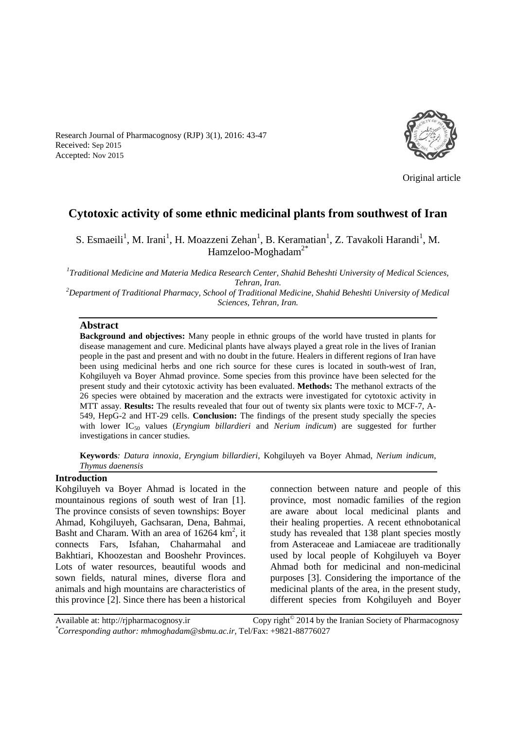Research Journal of Pharmacognosy (RJP) 3(1), 2016: 43-47
Received: Sep 2015
Accepted: Nov 2015

Original article

# Cytotoxic activity of some ethnic medicinal plants from southwest of Iran

S. Esmaeili[1], M. Irani[1], H. Moazzeni Zehan[1], B. Keramatian[1], Z. Tavakoli Harandi[1], M. Hamzeloo-Moghadam[2*]

[1]*Traditional Medicine and Materia Medica Research Center, Shahid Beheshti University of Medical Sciences, Tehran, Iran.*
[2]*Department of Traditional Pharmacy, School of Traditional Medicine, Shahid Beheshti University of Medical Sciences, Tehran, Iran.*

## Abstract

**Background and objectives:** Many people in ethnic groups of the world have trusted in plants for disease management and cure. Medicinal plants have always played a great role in the lives of Iranian people in the past and present and with no doubt in the future. Healers in different regions of Iran have been using medicinal herbs and one rich source for these cures is located in south-west of Iran, Kohgiluyeh va Boyer Ahmad province. Some species from this province have been selected for the present study and their cytotoxic activity has been evaluated. **Methods:** The methanol extracts of the 26 species were obtained by maceration and the extracts were investigated for cytotoxic activity in MTT assay. **Results:** The results revealed that four out of twenty six plants were toxic to MCF-7, A-549, HepG-2 and HT-29 cells. **Conclusion:** The findings of the present study specially the species with lower $IC_{50}$ values (*Eryngium billardieri* and *Nerium indicum*) are suggested for further investigations in cancer studies.

**Keywords***:* *Datura innoxia*, *Eryngium billardieri*, Kohgiluyeh va Boyer Ahmad, *Nerium indicum*, *Thymus daenensis*

## Introduction

Kohgiluyeh va Boyer Ahmad is located in the mountainous regions of south west of Iran [1]. The province consists of seven townships: Boyer Ahmad, Kohgiluyeh, Gachsaran, Dena, Bahmai, Basht and Charam. With an area of 16264 km$^2$, it connects Fars, Isfahan, Chaharmahal and Bakhtiari, Khoozestan and Booshehr Provinces. Lots of water resources, beautiful woods and sown fields, natural mines, diverse flora and animals and high mountains are characteristics of this province [2]. Since there has been a historical connection between nature and people of this province, most nomadic families of the region are aware about local medicinal plants and their healing properties. A recent ethnobotanical study has revealed that 138 plant species mostly from Asteraceae and Lamiaceae are traditionally used by local people of Kohgiluyeh va Boyer Ahmad both for medicinal and non-medicinal purposes [3]. Considering the importance of the medicinal plants of the area, in the present study, different species from Kohgiluyeh and Boyer

Available at: http://rjpharmacognosy.ir Copy right© 2014 by the Iranian Society of Pharmacognosy
*\*Corresponding author: mhmoghadam@sbmu.ac.ir,* Tel/Fax: +9821-88776027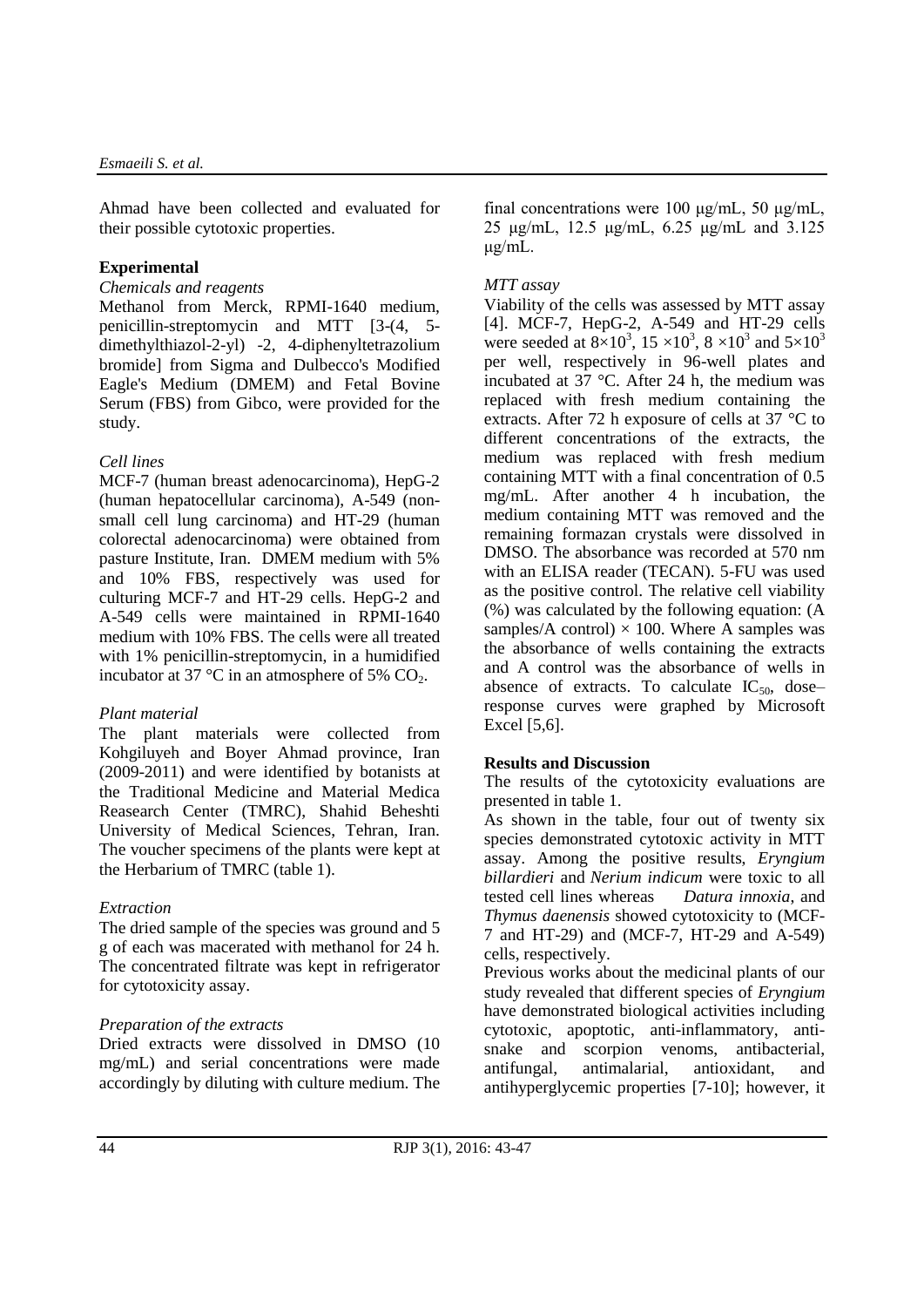Ahmad have been collected and evaluated for their possible cytotoxic properties.

## Experimental

### *Chemicals and reagents*

Methanol from Merck, RPMI-1640 medium, penicillin-streptomycin and MTT [3-(4, 5-dimethylthiazol-2-yl) -2, 4-diphenyltetrazolium bromide] from Sigma and Dulbecco's Modified Eagle's Medium (DMEM) and Fetal Bovine Serum (FBS) from Gibco, were provided for the study.

### *Cell lines*

MCF-7 (human breast adenocarcinoma), HepG-2 (human hepatocellular carcinoma), A-549 (non-small cell lung carcinoma) and HT-29 (human colorectal adenocarcinoma) were obtained from pasture Institute, Iran. DMEM medium with 5% and 10% FBS, respectively was used for culturing MCF-7 and HT-29 cells. HepG-2 and A-549 cells were maintained in RPMI-1640 medium with 10% FBS. The cells were all treated with 1% penicillin-streptomycin, in a humidified incubator at 37 °C in an atmosphere of 5% $CO_2$.

### *Plant material*

The plant materials were collected from Kohgiluyeh and Boyer Ahmad province, Iran (2009-2011) and were identified by botanists at the Traditional Medicine and Material Medica Reasearch Center (TMRC), Shahid Beheshti University of Medical Sciences, Tehran, Iran. The voucher specimens of the plants were kept at the Herbarium of TMRC (table 1).

### *Extraction*

The dried sample of the species was ground and 5 g of each was macerated with methanol for 24 h. The concentrated filtrate was kept in refrigerator for cytotoxicity assay.

### *Preparation of the extracts*

Dried extracts were dissolved in DMSO (10 mg/mL) and serial concentrations were made accordingly by diluting with culture medium. The final concentrations were 100 μg/mL, 50 μg/mL, 25 μg/mL, 12.5 μg/mL, 6.25 μg/mL and 3.125 μg/mL.

### *MTT assay*

Viability of the cells was assessed by MTT assay [4]. MCF-7, HepG-2, A-549 and HT-29 cells were seeded at $8\times10^3$, $15\times10^3$, $8\times10^3$ and $5\times10^3$ per well, respectively in 96-well plates and incubated at 37 °C. After 24 h, the medium was replaced with fresh medium containing the extracts. After 72 h exposure of cells at 37 °C to different concentrations of the extracts, the medium was replaced with fresh medium containing MTT with a final concentration of 0.5 mg/mL. After another 4 h incubation, the medium containing MTT was removed and the remaining formazan crystals were dissolved in DMSO. The absorbance was recorded at 570 nm with an ELISA reader (TECAN). 5-FU was used as the positive control. The relative cell viability (%) was calculated by the following equation: (A samples/A control) $\times$ 100. Where A samples was the absorbance of wells containing the extracts and A control was the absorbance of wells in absence of extracts. To calculate $IC_{50}$, dose–response curves were graphed by Microsoft Excel [5,6].

## Results and Discussion

The results of the cytotoxicity evaluations are presented in table 1.

As shown in the table, four out of twenty six species demonstrated cytotoxic activity in MTT assay. Among the positive results, *Eryngium billardieri* and *Nerium indicum* were toxic to all tested cell lines whereas *Datura innoxia*, and *Thymus daenensis* showed cytotoxicity to (MCF-7 and HT-29) and (MCF-7, HT-29 and A-549) cells, respectively.

Previous works about the medicinal plants of our study revealed that different species of *Eryngium* have demonstrated biological activities including cytotoxic, apoptotic, anti-inflammatory, anti-snake and scorpion venoms, antibacterial, antifungal, antimalarial, antioxidant, and antihyperglycemic properties [7-10]; however, it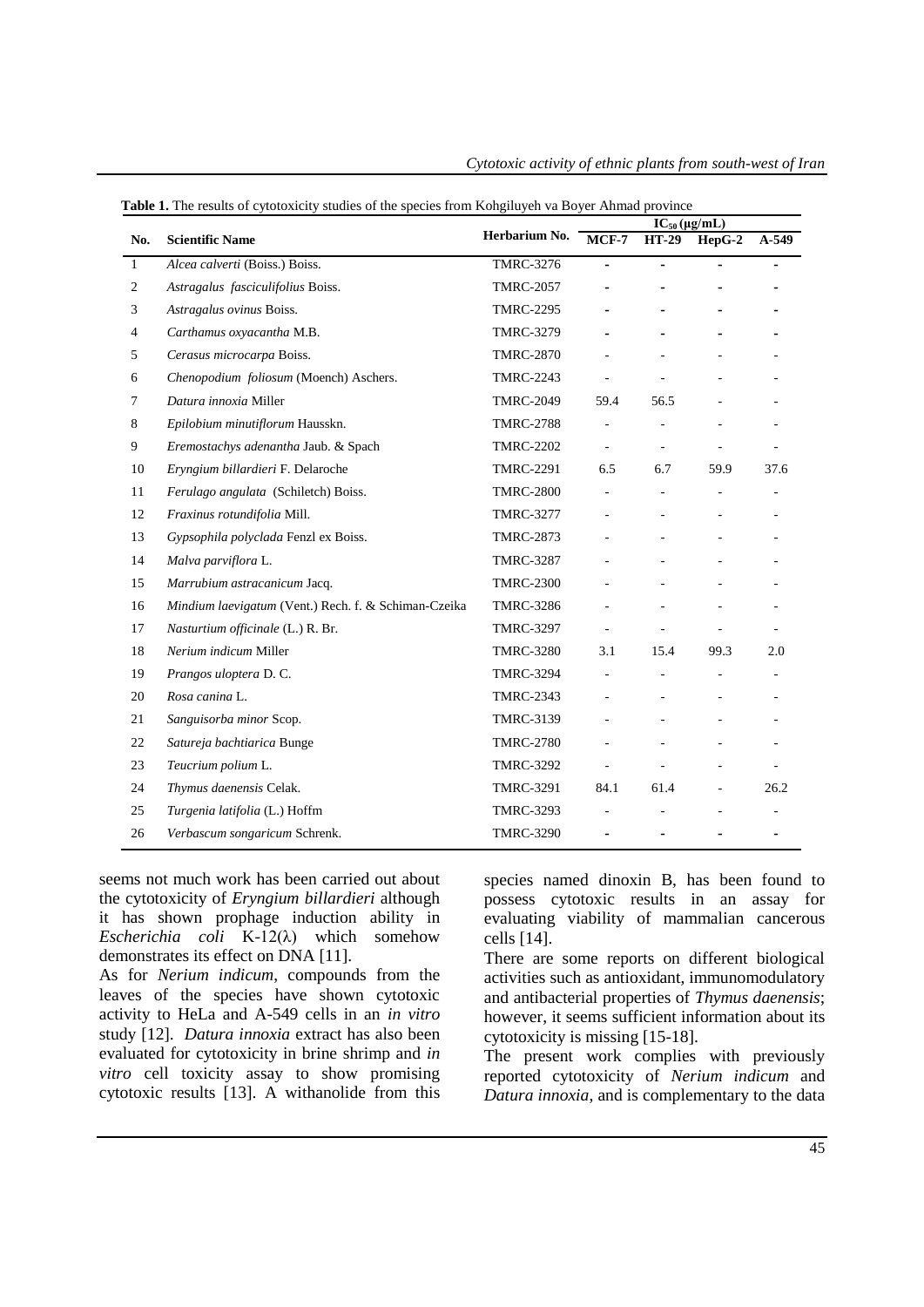**Table 1.** The results of cytotoxicity studies of the species from Kohgiluyeh va Boyer Ahmad province

| No. | Scientific Name | Herbarium No. | $IC_{50}$ (µg/mL) | | | |
|---|---|---|---|---|---|---|
| | | | MCF-7 | HT-29 | HepG-2 | A-549 |
| 1 | *Alcea calverti* (Boiss.) Boiss. | TMRC-3276 | - | - | - | - |
| 2 | *Astragalus fasciculifolius* Boiss. | TMRC-2057 | - | - | - | - |
| 3 | *Astragalus ovinus* Boiss. | TMRC-2295 | - | - | - | - |
| 4 | *Carthamus oxyacantha* M.B. | TMRC-3279 | - | - | - | - |
| 5 | *Cerasus microcarpa* Boiss. | TMRC-2870 | - | - | - | - |
| 6 | *Chenopodium foliosum* (Moench) Aschers. | TMRC-2243 | - | - | - | - |
| 7 | *Datura innoxia* Miller | TMRC-2049 | 59.4 | 56.5 | - | - |
| 8 | *Epilobium minutiflorum* Hausskn. | TMRC-2788 | - | - | - | - |
| 9 | *Eremostachys adenantha* Jaub. & Spach | TMRC-2202 | - | - | - | - |
| 10 | *Eryngium billardieri* F. Delaroche | TMRC-2291 | 6.5 | 6.7 | 59.9 | 37.6 |
| 11 | *Ferulago angulata* (Schiletch) Boiss. | TMRC-2800 | - | - | - | - |
| 12 | *Fraxinus rotundifolia* Mill. | TMRC-3277 | - | - | - | - |
| 13 | *Gypsophila polyclada* Fenzl ex Boiss. | TMRC-2873 | - | - | - | - |
| 14 | *Malva parviflora* L. | TMRC-3287 | - | - | - | - |
| 15 | *Marrubium astracanicum* Jacq. | TMRC-2300 | - | - | - | - |
| 16 | *Mindium laevigatum* (Vent.) Rech. f. & Schiman-Czeika | TMRC-3286 | - | - | - | - |
| 17 | *Nasturtium officinale* (L.) R. Br. | TMRC-3297 | - | - | - | - |
| 18 | *Nerium indicum* Miller | TMRC-3280 | 3.1 | 15.4 | 99.3 | 2.0 |
| 19 | *Prangos uloptera* D. C. | TMRC-3294 | - | - | - | - |
| 20 | *Rosa canina* L. | TMRC-2343 | - | - | - | - |
| 21 | *Sanguisorba minor* Scop. | TMRC-3139 | - | - | - | - |
| 22 | *Satureja bachtiarica* Bunge | TMRC-2780 | - | - | - | - |
| 23 | *Teucrium polium* L. | TMRC-3292 | - | - | - | - |
| 24 | *Thymus daenensis* Celak. | TMRC-3291 | 84.1 | 61.4 | - | 26.2 |
| 25 | *Turgenia latifolia* (L.) Hoffm | TMRC-3293 | - | - | - | - |
| 26 | *Verbascum songaricum* Schrenk. | TMRC-3290 | - | - | - | - |

seems not much work has been carried out about the cytotoxicity of *Eryngium billardieri* although it has shown prophage induction ability in *Escherichia coli* K-12(λ) which somehow demonstrates its effect on DNA [11].

As for *Nerium indicum*, compounds from the leaves of the species have shown cytotoxic activity to HeLa and A-549 cells in an *in vitro* study [12]. *Datura innoxia* extract has also been evaluated for cytotoxicity in brine shrimp and *in vitro* cell toxicity assay to show promising cytotoxic results [13]. A withanolide from this species named dinoxin B, has been found to possess cytotoxic results in an assay for evaluating viability of mammalian cancerous cells [14].

There are some reports on different biological activities such as antioxidant, immunomodulatory and antibacterial properties of *Thymus daenensis*; however, it seems sufficient information about its cytotoxicity is missing [15-18].

The present work complies with previously reported cytotoxicity of *Nerium indicum* and *Datura innoxia*, and is complementary to the data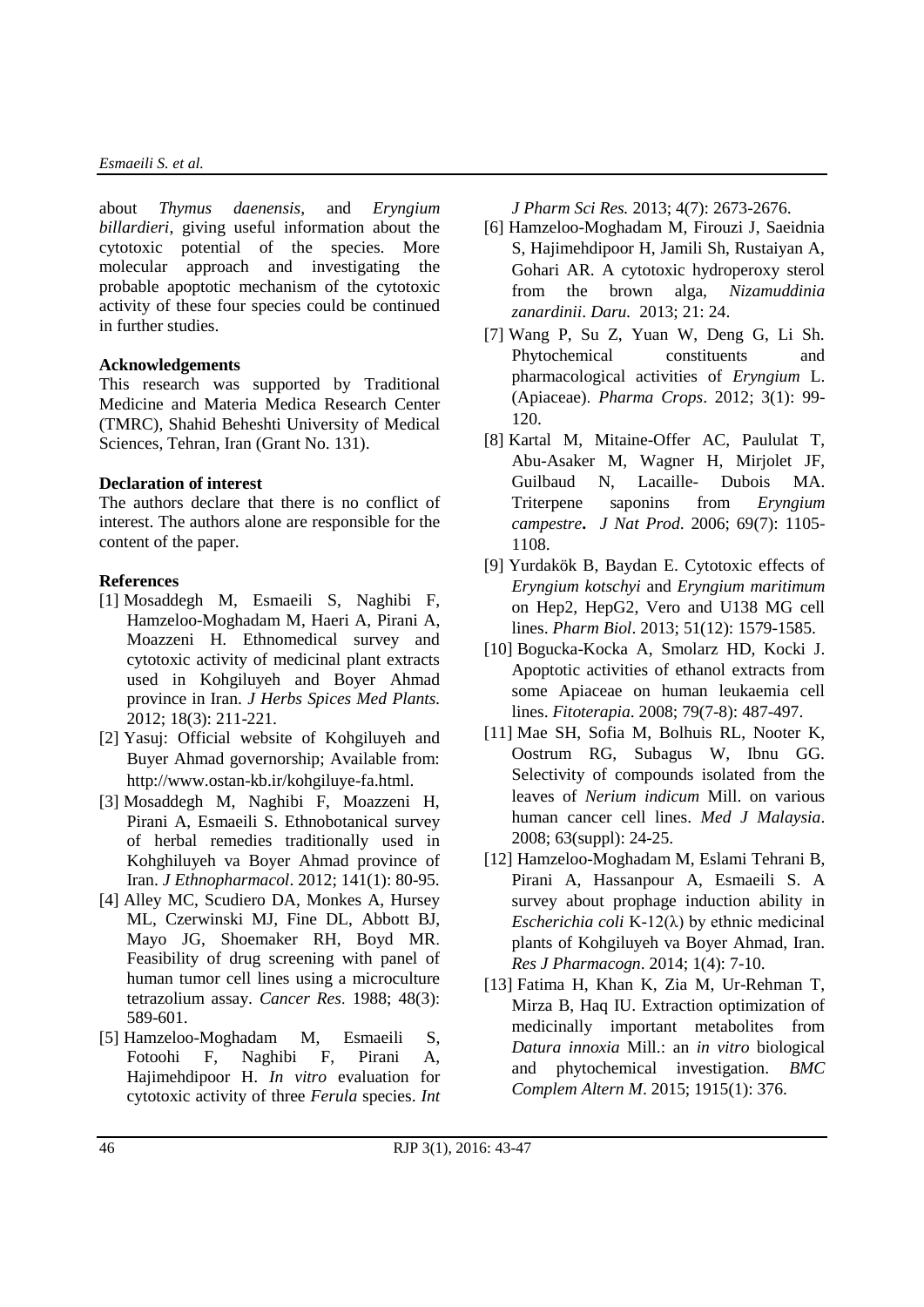about *Thymus daenensis*, and *Eryngium billardieri*, giving useful information about the cytotoxic potential of the species. More molecular approach and investigating the probable apoptotic mechanism of the cytotoxic activity of these four species could be continued in further studies.

### Acknowledgements

This research was supported by Traditional Medicine and Materia Medica Research Center (TMRC), Shahid Beheshti University of Medical Sciences, Tehran, Iran (Grant No. 131).

### Declaration of interest

The authors declare that there is no conflict of interest. The authors alone are responsible for the content of the paper.

### References

[1] Mosaddegh M, Esmaeili S, Naghibi F, Hamzeloo-Moghadam M, Haeri A, Pirani A, Moazzeni H. Ethnomedical survey and cytotoxic activity of medicinal plant extracts used in Kohgiluyeh and Boyer Ahmad province in Iran. *J Herbs Spices Med Plants.* 2012; 18(3): 211-221.

[2] Yasuj: Official website of Kohgiluyeh and Buyer Ahmad governorship; Available from: http://www.ostan-kb.ir/kohgiluye-fa.html.

[3] Mosaddegh M, Naghibi F, Moazzeni H, Pirani A, Esmaeili S. Ethnobotanical survey of herbal remedies traditionally used in Kohghiluyeh va Boyer Ahmad province of Iran. *J Ethnopharmacol*. 2012; 141(1): 80-95.

[4] Alley MC, Scudiero DA, Monkes A, Hursey ML, Czerwinski MJ, Fine DL, Abbott BJ, Mayo JG, Shoemaker RH, Boyd MR. Feasibility of drug screening with panel of human tumor cell lines using a microculture tetrazolium assay. *Cancer Res*. 1988; 48(3): 589-601.

[5] Hamzeloo-Moghadam M, Esmaeili S, Fotoohi F, Naghibi F, Pirani A, Hajimehdipoor H. *In vitro* evaluation for cytotoxic activity of three *Ferula* species. *Int J Pharm Sci Res.* 2013; 4(7): 2673-2676.

[6] Hamzeloo-Moghadam M, Firouzi J, Saeidnia S, Hajimehdipoor H, Jamili Sh, Rustaiyan A, Gohari AR. A cytotoxic hydroperoxy sterol from the brown alga, *Nizamuddinia zanardinii*. *Daru.* 2013; 21: 24.

[7] Wang P, Su Z, Yuan W, Deng G, Li Sh. Phytochemical constituents and pharmacological activities of *Eryngium* L. (Apiaceae). *Pharma Crops*. 2012; 3(1): 99-120.

[8] Kartal M, Mitaine-Offer AC, Paululat T, Abu-Asaker M, Wagner H, Mirjolet JF, Guilbaud N, Lacaille- Dubois MA. Triterpene saponins from *Eryngium campestre***.** *J Nat Prod*. 2006; 69(7): 1105-1108.

[9] Yurdakök B, Baydan E. Cytotoxic effects of *Eryngium kotschyi* and *Eryngium maritimum* on Hep2, HepG2, Vero and U138 MG cell lines. *Pharm Biol*. 2013; 51(12): 1579-1585.

[10] Bogucka-Kocka A, Smolarz HD, Kocki J. Apoptotic activities of ethanol extracts from some Apiaceae on human leukaemia cell lines. *Fitoterapia*. 2008; 79(7-8): 487-497.

[11] Mae SH, Sofia M, Bolhuis RL, Nooter K, Oostrum RG, Subagus W, Ibnu GG. Selectivity of compounds isolated from the leaves of *Nerium indicum* Mill. on various human cancer cell lines. *Med J Malaysia*. 2008; 63(suppl): 24-25.

[12] Hamzeloo-Moghadam M, Eslami Tehrani B, Pirani A, Hassanpour A, Esmaeili S. A survey about prophage induction ability in *Escherichia coli* K-12(λ) by ethnic medicinal plants of Kohgiluyeh va Boyer Ahmad, Iran. *Res J Pharmacogn*. 2014; 1(4): 7-10.

[13] Fatima H, Khan K, Zia M, Ur-Rehman T, Mirza B, Haq IU. Extraction optimization of medicinally important metabolites from *Datura innoxia* Mill.: an *in vitro* biological and phytochemical investigation. *BMC Complem Altern M*. 2015; 1915(1): 376.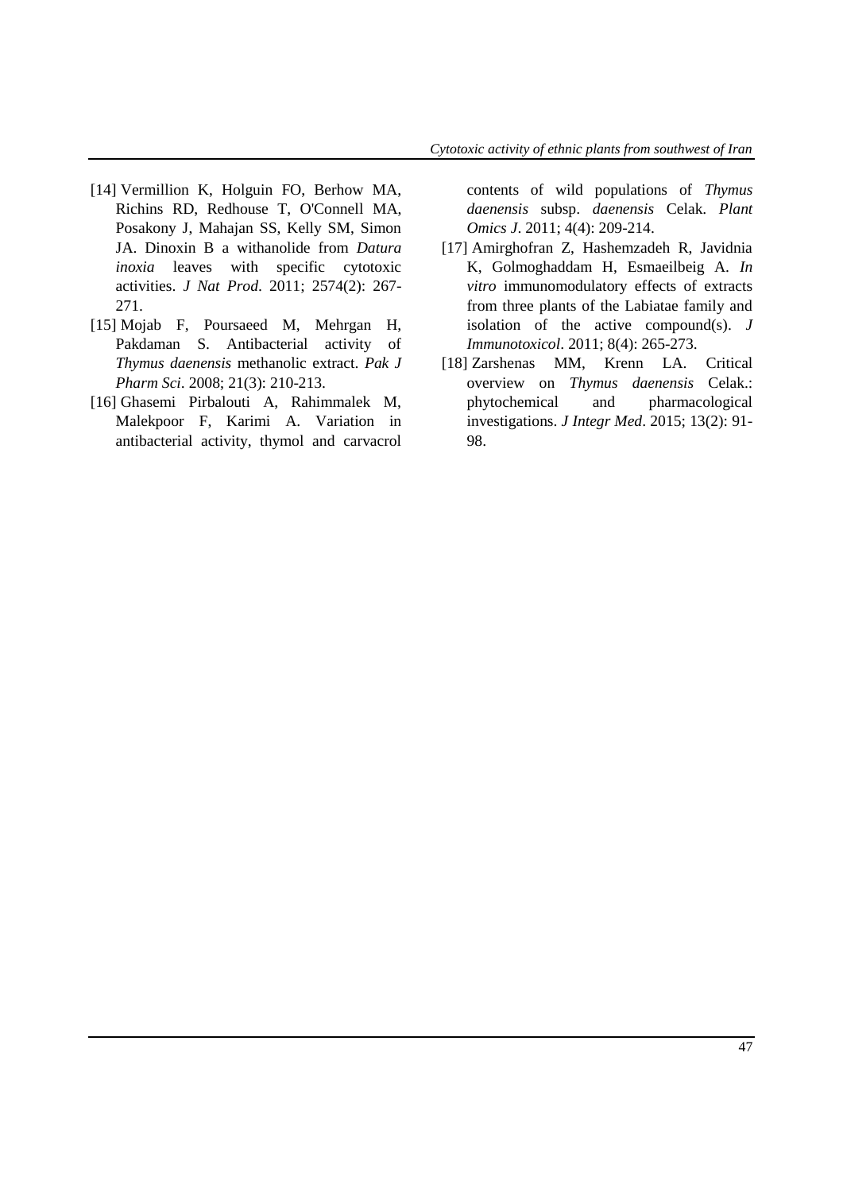[14] Vermillion K, Holguin FO, Berhow MA, Richins RD, Redhouse T, O'Connell MA, Posakony J, Mahajan SS, Kelly SM, Simon JA. Dinoxin B a withanolide from *Datura inoxia* leaves with specific cytotoxic activities. *J Nat Prod*. 2011; 2574(2): 267-271.

[15] Mojab F, Poursaeed M, Mehrgan H, Pakdaman S. Antibacterial activity of *Thymus daenensis* methanolic extract. *Pak J Pharm Sci*. 2008; 21(3): 210-213.

[16] Ghasemi Pirbalouti A, Rahimmalek M, Malekpoor F, Karimi A. Variation in antibacterial activity, thymol and carvacrol contents of wild populations of *Thymus daenensis* subsp. *daenensis* Celak. *Plant Omics J*. 2011; 4(4): 209-214.

[17] Amirghofran Z, Hashemzadeh R, Javidnia K, Golmoghaddam H, Esmaeilbeig A. *In vitro* immunomodulatory effects of extracts from three plants of the Labiatae family and isolation of the active compound(s). *J Immunotoxicol*. 2011; 8(4): 265-273.

[18] Zarshenas MM, Krenn LA. Critical overview on *Thymus daenensis* Celak.: phytochemical and pharmacological investigations. *J Integr Med*. 2015; 13(2): 91-98.